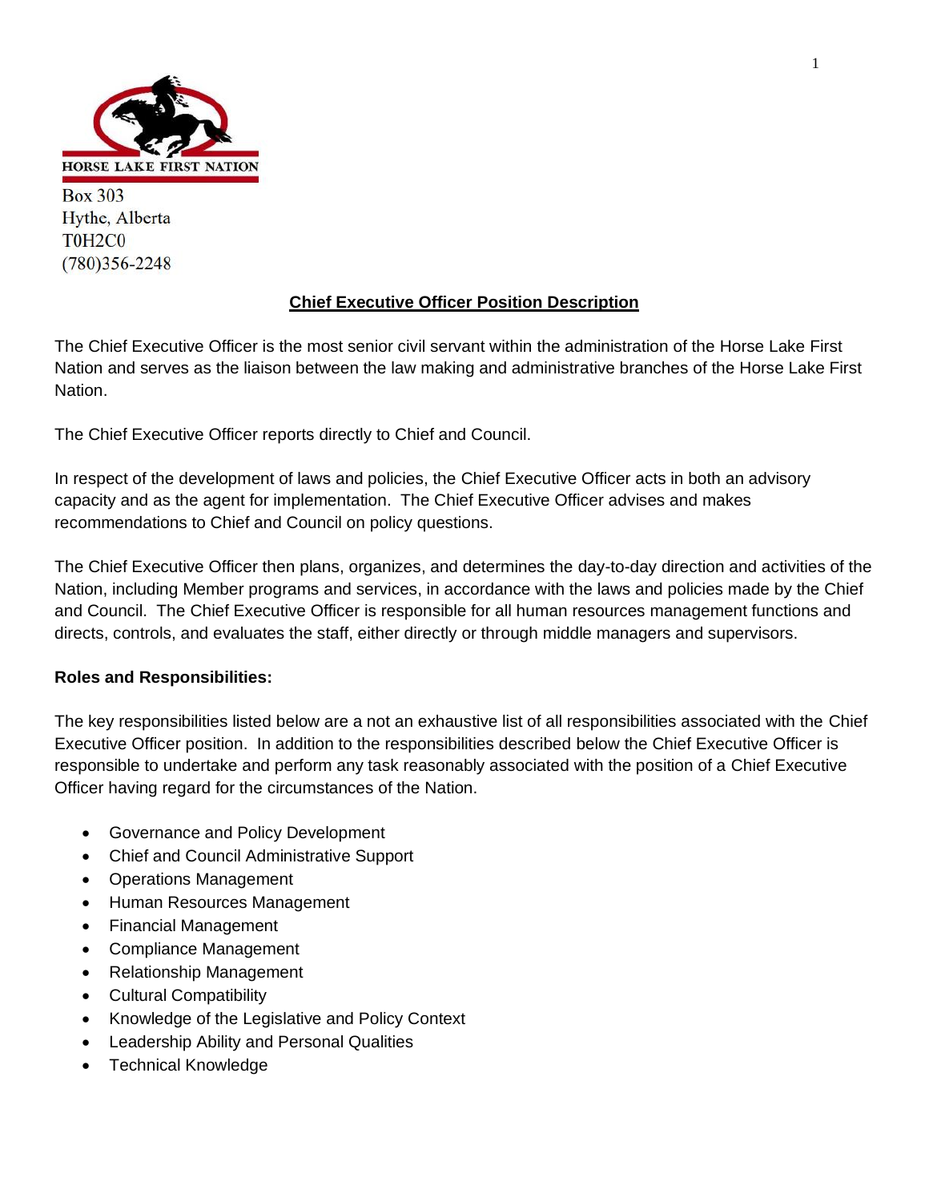HORSE LAKE FIRST NATION

Box 303
Hythe, Alberta
T0H2C0
(780)356-2248

## Chief Executive Officer Position Description

The Chief Executive Officer is the most senior civil servant within the administration of the Horse Lake First Nation and serves as the liaison between the law making and administrative branches of the Horse Lake First Nation.

The Chief Executive Officer reports directly to Chief and Council.

In respect of the development of laws and policies, the Chief Executive Officer acts in both an advisory capacity and as the agent for implementation. The Chief Executive Officer advises and makes recommendations to Chief and Council on policy questions.

The Chief Executive Officer then plans, organizes, and determines the day-to-day direction and activities of the Nation, including Member programs and services, in accordance with the laws and policies made by the Chief and Council. The Chief Executive Officer is responsible for all human resources management functions and directs, controls, and evaluates the staff, either directly or through middle managers and supervisors.

**Roles and Responsibilities:**

The key responsibilities listed below are a not an exhaustive list of all responsibilities associated with the Chief Executive Officer position. In addition to the responsibilities described below the Chief Executive Officer is responsible to undertake and perform any task reasonably associated with the position of a Chief Executive Officer having regard for the circumstances of the Nation.

- Governance and Policy Development
- Chief and Council Administrative Support
- Operations Management
- Human Resources Management
- Financial Management
- Compliance Management
- Relationship Management
- Cultural Compatibility
- Knowledge of the Legislative and Policy Context
- Leadership Ability and Personal Qualities
- Technical Knowledge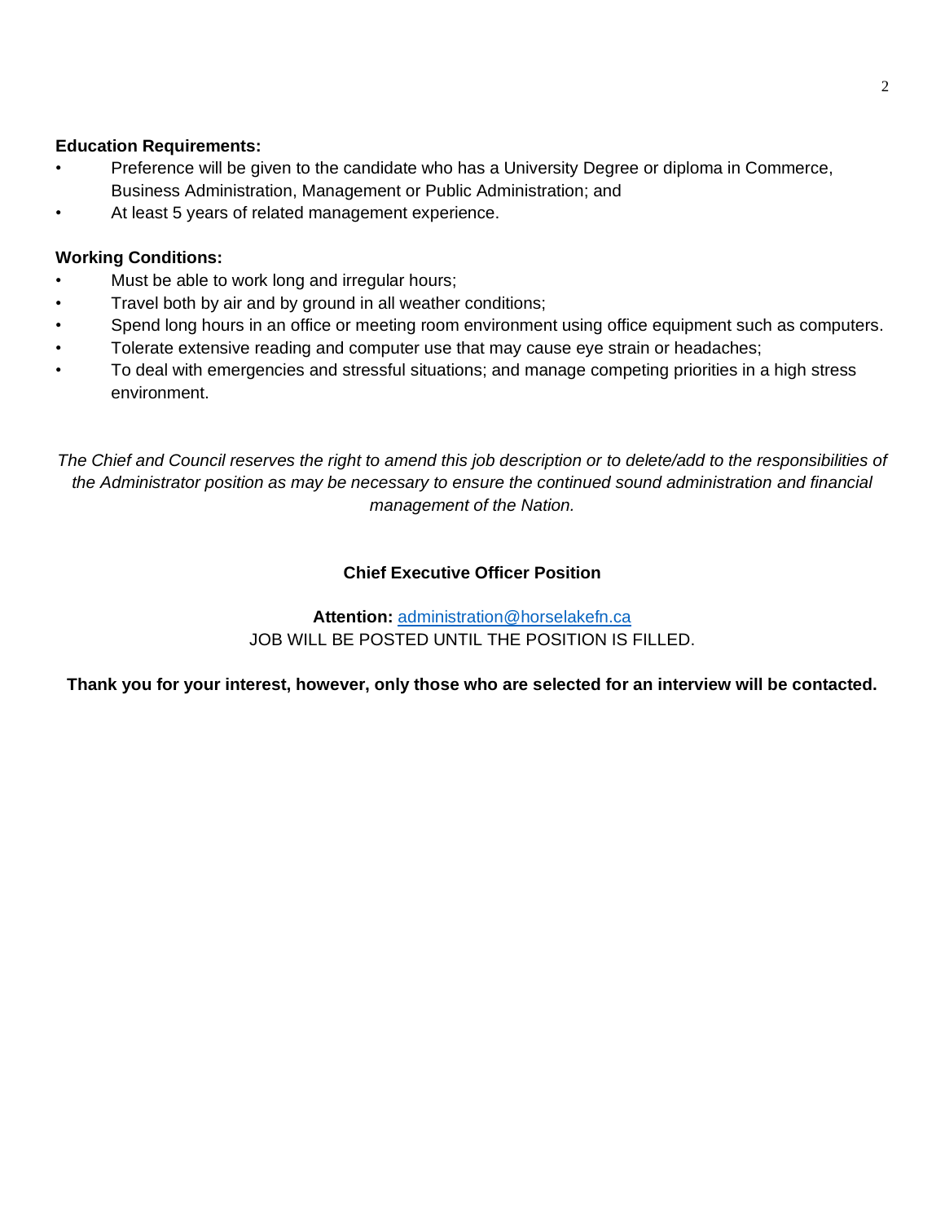**Education Requirements:**

- Preference will be given to the candidate who has a University Degree or diploma in Commerce, Business Administration, Management or Public Administration; and
- At least 5 years of related management experience.

**Working Conditions:**

- Must be able to work long and irregular hours;
- Travel both by air and by ground in all weather conditions;
- Spend long hours in an office or meeting room environment using office equipment such as computers.
- Tolerate extensive reading and computer use that may cause eye strain or headaches;
- To deal with emergencies and stressful situations; and manage competing priorities in a high stress environment.

*The Chief and Council reserves the right to amend this job description or to delete/add to the responsibilities of the Administrator position as may be necessary to ensure the continued sound administration and financial management of the Nation.*

**Chief Executive Officer Position**

**Attention:** administration@horselakefn.ca
JOB WILL BE POSTED UNTIL THE POSITION IS FILLED.

**Thank you for your interest, however, only those who are selected for an interview will be contacted.**